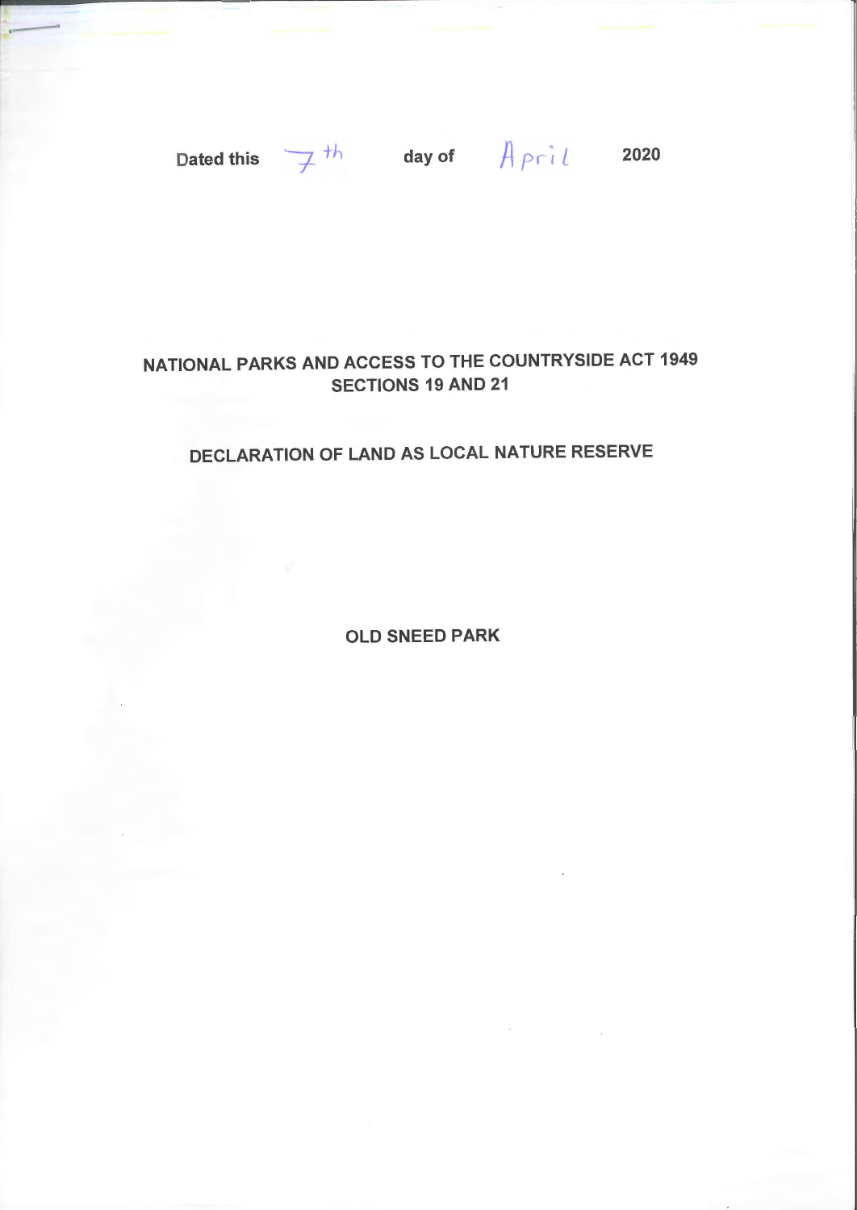Dated this 7th day of April 2020

# NATIONAL PARKS AND ACCESS TO THE COUNTRYSIDE ACT 1949
## SECTIONS 19 AND 21

## DECLARATION OF LAND AS LOCAL NATURE RESERVE

**OLD SNEED PARK**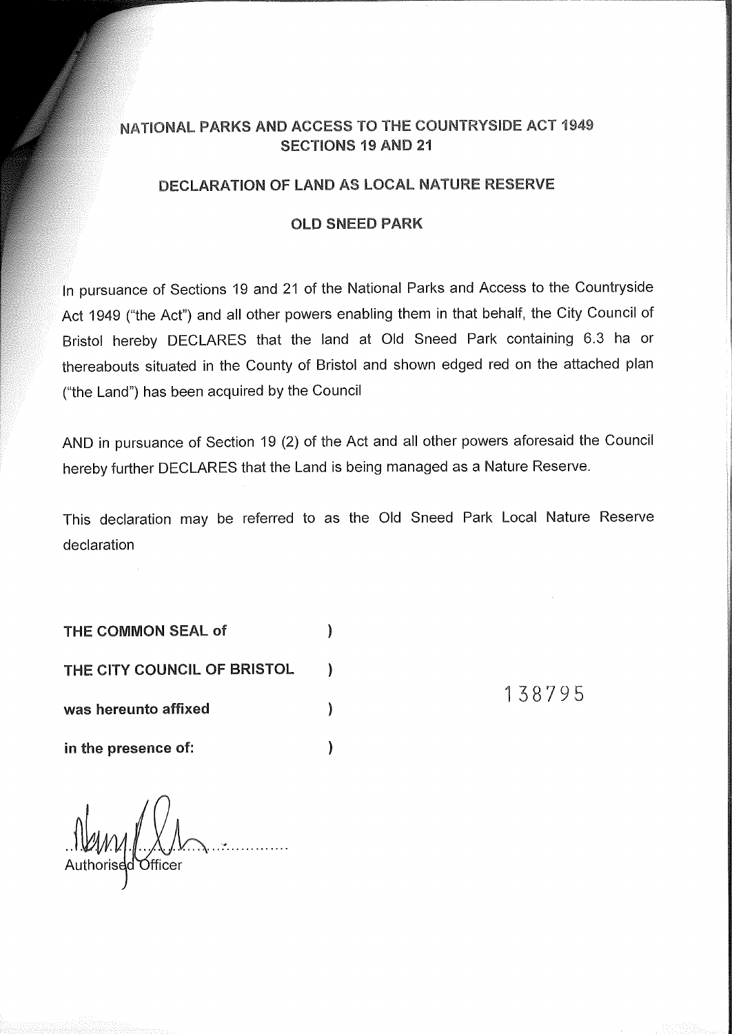# NATIONAL PARKS AND ACCESS TO THE COUNTRYSIDE ACT 1949
## SECTIONS 19 AND 21

## DECLARATION OF LAND AS LOCAL NATURE RESERVE

## OLD SNEED PARK

In pursuance of Sections 19 and 21 of the National Parks and Access to the Countryside Act 1949 ("the Act") and all other powers enabling them in that behalf, the City Council of Bristol hereby DECLARES that the land at Old Sneed Park containing 6.3 ha or thereabouts situated in the County of Bristol and shown edged red on the attached plan ("the Land") has been acquired by the Council

AND in pursuance of Section 19 (2) of the Act and all other powers aforesaid the Council hereby further DECLARES that the Land is being managed as a Nature Reserve.

This declaration may be referred to as the Old Sneed Park Local Nature Reserve declaration

**THE COMMON SEAL of** )

**THE CITY COUNCIL OF BRISTOL** )

**was hereunto affixed** )

**in the presence of:** )

138795

..............................
Authorised Officer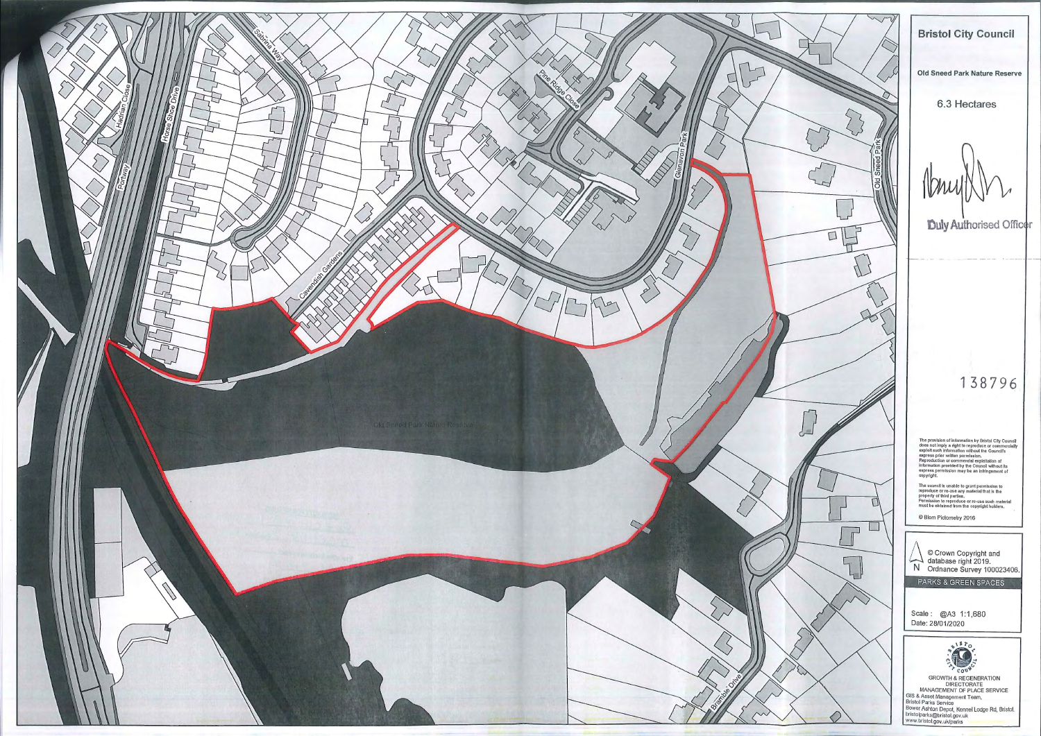## Bristol City Council

**Old Sneed Park Nature Reserve**

6.3 Hectares

Duly Authorised Officer

138796

The provision of information by Bristol City Council does not imply a right to reproduce or commercially exploit such information without the Council's express prior written permission. Reproduction or commercial exploitation of information provided by the Council without its express permission may be an infringement of copyright.

The council is unable to grant permission to reproduce or re-use any material that is the property of third parties. Permission to reproduce or re-use such material must be obtained from the copyright holders.

© Blom Pictometry 2016

N

© Crown Copyright and database right 2019. Ordnance Survey 100023406.

PARKS & GREEN SPACES

Scale : @A3 1:1,680
Date: 28/01/2020

GROWTH & REGENERATION DIRECTORATE
MANAGEMENT OF PLACE SERVICE
GIS & Asset Management Team,
Bristol Parks Service
Bower Ashton Depot, Kennel Lodge Rd, Bristol.
bristolparks@bristol.gov.uk
www.bristol.gov.uk/parks

Portway
Hadrian Close
Horse Shoe Drive
Sabrina Way
Cavendish Gardens
Pine Ridge Close
Glenavon Park
Old Sneed Park
Old Sneed Park Nature Reserve
Bramble Drive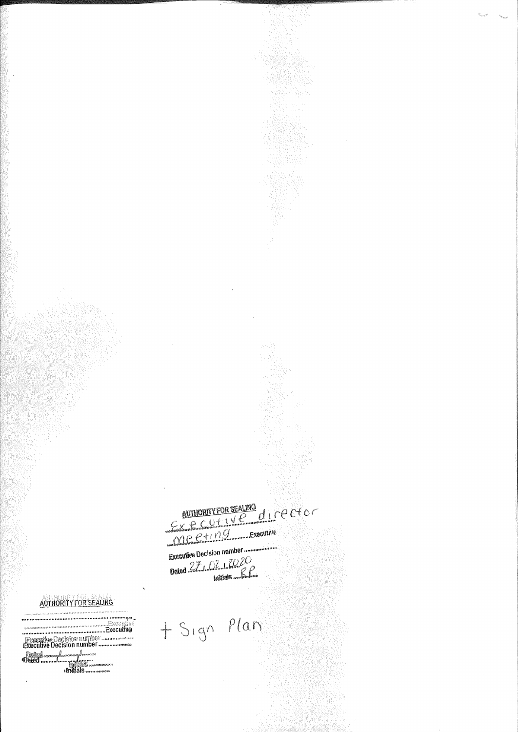**AUTHORITY FOR SEALING**

Executive director meeting ........Executive

Executive Decision number ..................

Dated 27.02.2020

Initials ....RP....

**AUTHORITY FOR SEALING**

......................................................................

......................................................Executive

Executive Decision number ..................

Dated ......./........./.........

Initials ..................

+ Sign Plan